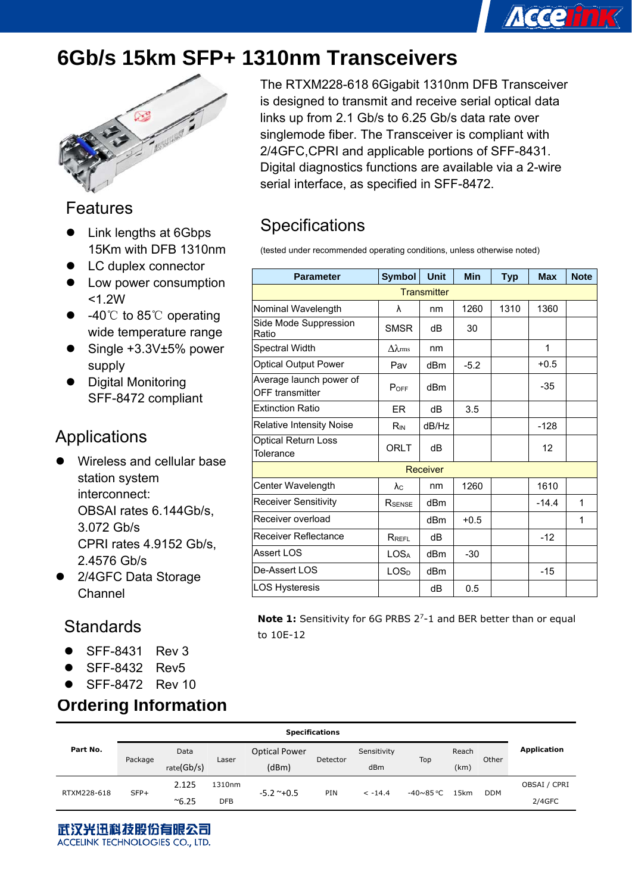# 6Gb/s 15km SFP+ 1310nm Transceivers

The RTXM228-618 6Gigabit 1310nm DFB Transceiver is designed to transmit and receive serial optical data links up from 2.1 Gb/s to 6.25 Gb/s data rate over singlemode fiber. The Transceiver is compliant with 2/4GFC,CPRI and applicable portions of SFF-8431. Digital diagnostics functions are available via a 2-wire serial interface, as specified in SFF-8472.

## Features

- Link lengths at 6Gbps 15Km with DFB 1310nm
- LC duplex connector
- Low power consumption <1.2W
- -40℃ to 85℃ operating wide temperature range
- Single +3.3V±5% power supply
- Digital Monitoring SFF-8472 compliant

## Applications

- Wireless and cellular base station system interconnect:
  OBSAI rates 6.144Gb/s, 3.072 Gb/s
  CPRI rates 4.9152 Gb/s, 2.4576 Gb/s
- 2/4GFC Data Storage Channel

## Standards

- SFF-8431 Rev 3
- SFF-8432 Rev5
- SFF-8472 Rev 10

## Specifications

(tested under recommended operating conditions, unless otherwise noted)

| Parameter | Symbol | Unit | Min | Typ | Max | Note |
|---|---|---|---|---|---|---|
| Transmitter | | | | | | |
| Nominal Wavelength | λ | nm | 1260 | 1310 | 1360 | |
| Side Mode Suppression Ratio | SMSR | dB | 30 | | | |
| Spectral Width | $\Delta\lambda_{rms}$ | nm | | | 1 | |
| Optical Output Power | Pav | dBm | -5.2 | | +0.5 | |
| Average launch power of OFF transmitter | $P_{OFF}$ | dBm | | | -35 | |
| Extinction Ratio | ER | dB | 3.5 | | | |
| Relative Intensity Noise | $R_{IN}$ | dB/Hz | | | -128 | |
| Optical Return Loss Tolerance | ORLT | dB | | | 12 | |
| Receiver | | | | | | |
| Center Wavelength | $\lambda_C$ | nm | 1260 | | 1610 | |
| Receiver Sensitivity | $R_{SENSE}$ | dBm | | | -14.4 | 1 |
| Receiver overload | | dBm | +0.5 | | | 1 |
| Receiver Reflectance | $R_{REFL}$ | dB | | | -12 | |
| Assert LOS | $LOS_A$ | dBm | -30 | | | |
| De-Assert LOS | $LOS_D$ | dBm | | | -15 | |
| LOS Hysteresis | | dB | 0.5 | | | |

**Note 1:** Sensitivity for 6G PRBS $2^7$-1 and BER better than or equal to 10E-12

## Ordering Information

| Part No. | Specifications | | | | | | | | | Application |
|---|---|---|---|---|---|---|---|---|---|---|
| | Package | Data rate(Gb/s) | Laser | Optical Power (dBm) | Detector | Sensitivity dBm | Top | Reach (km) | Other | |
| RTXM228-618 | SFP+ | 2.125 ~6.25 | 1310nm DFB | -5.2 ~+0.5 | PIN | < -14.4 | -40~85℃ | 15km | DDM | OBSAI / CPRI 2/4GFC |

武汉光迅科技股份有限公司
ACCELINK TECHNOLOGIES CO., LTD.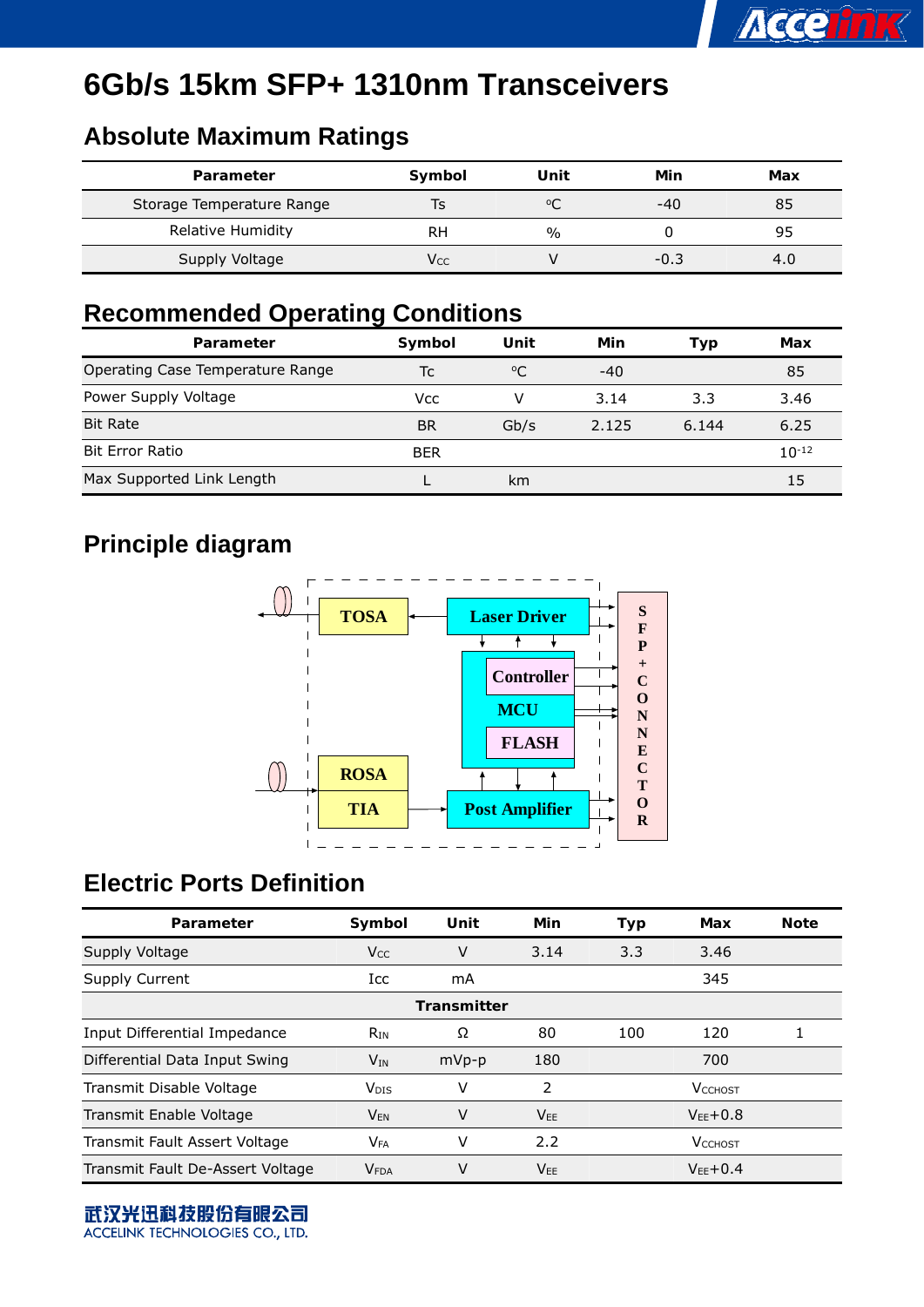# 6Gb/s 15km SFP+ 1310nm Transceivers

## Absolute Maximum Ratings

| Parameter | Symbol | Unit | Min | Max |
|---|---|---|---|---|
| Storage Temperature Range | Ts | °C | -40 | 85 |
| Relative Humidity | RH | % | 0 | 95 |
| Supply Voltage | $V_{CC}$ | V | -0.3 | 4.0 |

## Recommended Operating Conditions

| Parameter | Symbol | Unit | Min | Typ | Max |
|---|---|---|---|---|---|
| Operating Case Temperature Range | Tc | °C | -40 | | 85 |
| Power Supply Voltage | Vcc | V | 3.14 | 3.3 | 3.46 |
| Bit Rate | BR | Gb/s | 2.125 | 6.144 | 6.25 |
| Bit Error Ratio | BER | | | | $10^{-12}$ |
| Max Supported Link Length | L | km | | | 15 |

## Principle diagram

TOSA
Laser Driver
Controller
MCU
FLASH
ROSA
TIA
Post Amplifier
SFP+ CONNECTOR

## Electric Ports Definition

| Parameter | Symbol | Unit | Min | Typ | Max | Note |
|---|---|---|---|---|---|---|
| Supply Voltage | $V_{CC}$ | V | 3.14 | 3.3 | 3.46 | |
| Supply Current | Icc | mA | | | 345 | |
| | | **Transmitter** | | | | |
| Input Differential Impedance | $R_{IN}$ | Ω | 80 | 100 | 120 | 1 |
| Differential Data Input Swing | $V_{IN}$ | mVp-p | 180 | | 700 | |
| Transmit Disable Voltage | $V_{DIS}$ | V | 2 | | $V_{CCHOST}$ | |
| Transmit Enable Voltage | $V_{EN}$ | V | $V_{EE}$ | | $V_{EE}$+0.8 | |
| Transmit Fault Assert Voltage | $V_{FA}$ | V | 2.2 | | $V_{CCHOST}$ | |
| Transmit Fault De-Assert Voltage | $V_{FDA}$ | V | $V_{EE}$ | | $V_{EE}$+0.4 | |